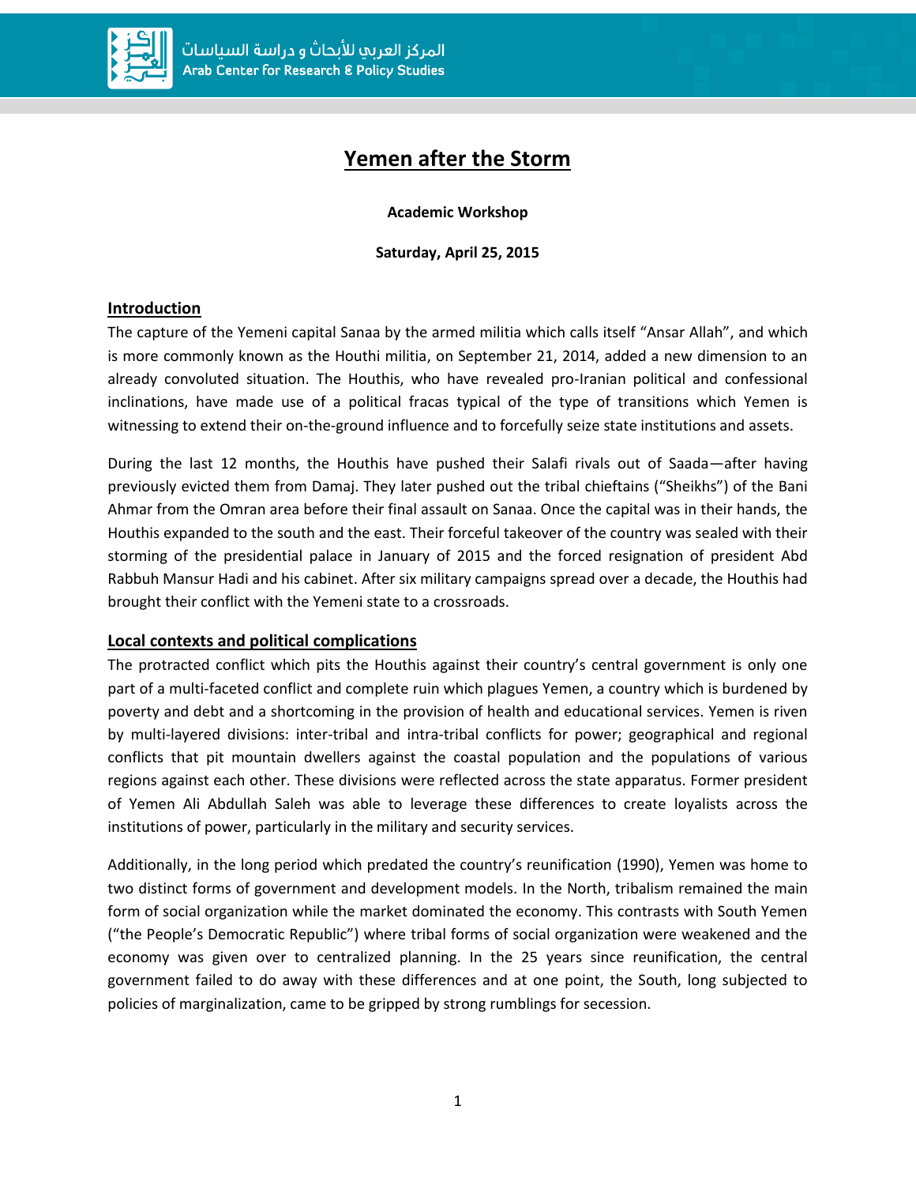# Yemen after the Storm

**Academic Workshop**

**Saturday, April 25, 2015**

## Introduction

The capture of the Yemeni capital Sanaa by the armed militia which calls itself "Ansar Allah", and which is more commonly known as the Houthi militia, on September 21, 2014, added a new dimension to an already convoluted situation. The Houthis, who have revealed pro-Iranian political and confessional inclinations, have made use of a political fracas typical of the type of transitions which Yemen is witnessing to extend their on-the-ground influence and to forcefully seize state institutions and assets.

During the last 12 months, the Houthis have pushed their Salafi rivals out of Saada—after having previously evicted them from Damaj. They later pushed out the tribal chieftains ("Sheikhs") of the Bani Ahmar from the Omran area before their final assault on Sanaa. Once the capital was in their hands, the Houthis expanded to the south and the east. Their forceful takeover of the country was sealed with their storming of the presidential palace in January of 2015 and the forced resignation of president Abd Rabbuh Mansur Hadi and his cabinet. After six military campaigns spread over a decade, the Houthis had brought their conflict with the Yemeni state to a crossroads.

## Local contexts and political complications

The protracted conflict which pits the Houthis against their country's central government is only one part of a multi-faceted conflict and complete ruin which plagues Yemen, a country which is burdened by poverty and debt and a shortcoming in the provision of health and educational services. Yemen is riven by multi-layered divisions: inter-tribal and intra-tribal conflicts for power; geographical and regional conflicts that pit mountain dwellers against the coastal population and the populations of various regions against each other. These divisions were reflected across the state apparatus. Former president of Yemen Ali Abdullah Saleh was able to leverage these differences to create loyalists across the institutions of power, particularly in the military and security services.

Additionally, in the long period which predated the country's reunification (1990), Yemen was home to two distinct forms of government and development models. In the North, tribalism remained the main form of social organization while the market dominated the economy. This contrasts with South Yemen ("the People's Democratic Republic") where tribal forms of social organization were weakened and the economy was given over to centralized planning. In the 25 years since reunification, the central government failed to do away with these differences and at one point, the South, long subjected to policies of marginalization, came to be gripped by strong rumblings for secession.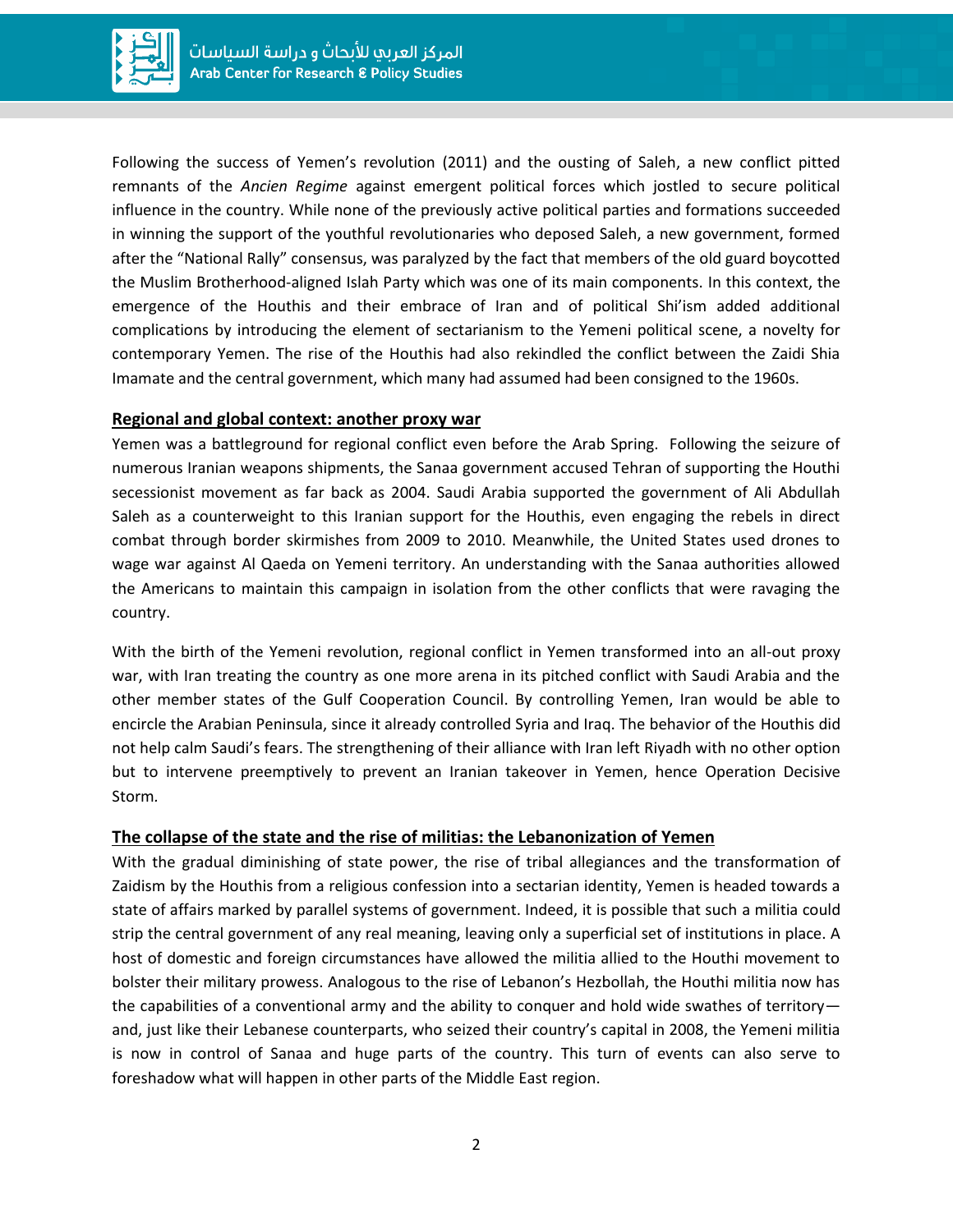Following the success of Yemen's revolution (2011) and the ousting of Saleh, a new conflict pitted remnants of the *Ancien Regime* against emergent political forces which jostled to secure political influence in the country. While none of the previously active political parties and formations succeeded in winning the support of the youthful revolutionaries who deposed Saleh, a new government, formed after the "National Rally" consensus, was paralyzed by the fact that members of the old guard boycotted the Muslim Brotherhood-aligned Islah Party which was one of its main components. In this context, the emergence of the Houthis and their embrace of Iran and of political Shi'ism added additional complications by introducing the element of sectarianism to the Yemeni political scene, a novelty for contemporary Yemen. The rise of the Houthis had also rekindled the conflict between the Zaidi Shia Imamate and the central government, which many had assumed had been consigned to the 1960s.

## Regional and global context: another proxy war

Yemen was a battleground for regional conflict even before the Arab Spring. Following the seizure of numerous Iranian weapons shipments, the Sanaa government accused Tehran of supporting the Houthi secessionist movement as far back as 2004. Saudi Arabia supported the government of Ali Abdullah Saleh as a counterweight to this Iranian support for the Houthis, even engaging the rebels in direct combat through border skirmishes from 2009 to 2010. Meanwhile, the United States used drones to wage war against Al Qaeda on Yemeni territory. An understanding with the Sanaa authorities allowed the Americans to maintain this campaign in isolation from the other conflicts that were ravaging the country.

With the birth of the Yemeni revolution, regional conflict in Yemen transformed into an all-out proxy war, with Iran treating the country as one more arena in its pitched conflict with Saudi Arabia and the other member states of the Gulf Cooperation Council. By controlling Yemen, Iran would be able to encircle the Arabian Peninsula, since it already controlled Syria and Iraq. The behavior of the Houthis did not help calm Saudi's fears. The strengthening of their alliance with Iran left Riyadh with no other option but to intervene preemptively to prevent an Iranian takeover in Yemen, hence Operation Decisive Storm.

## The collapse of the state and the rise of militias: the Lebanonization of Yemen

With the gradual diminishing of state power, the rise of tribal allegiances and the transformation of Zaidism by the Houthis from a religious confession into a sectarian identity, Yemen is headed towards a state of affairs marked by parallel systems of government. Indeed, it is possible that such a militia could strip the central government of any real meaning, leaving only a superficial set of institutions in place. A host of domestic and foreign circumstances have allowed the militia allied to the Houthi movement to bolster their military prowess. Analogous to the rise of Lebanon's Hezbollah, the Houthi militia now has the capabilities of a conventional army and the ability to conquer and hold wide swathes of territory—and, just like their Lebanese counterparts, who seized their country's capital in 2008, the Yemeni militia is now in control of Sanaa and huge parts of the country. This turn of events can also serve to foreshadow what will happen in other parts of the Middle East region.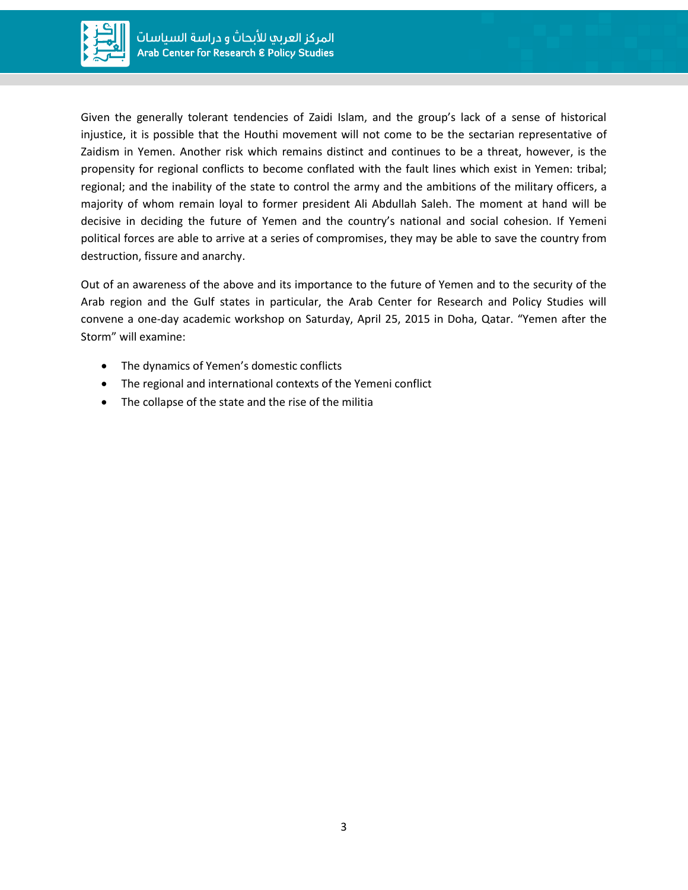Given the generally tolerant tendencies of Zaidi Islam, and the group's lack of a sense of historical injustice, it is possible that the Houthi movement will not come to be the sectarian representative of Zaidism in Yemen. Another risk which remains distinct and continues to be a threat, however, is the propensity for regional conflicts to become conflated with the fault lines which exist in Yemen: tribal; regional; and the inability of the state to control the army and the ambitions of the military officers, a majority of whom remain loyal to former president Ali Abdullah Saleh. The moment at hand will be decisive in deciding the future of Yemen and the country's national and social cohesion. If Yemeni political forces are able to arrive at a series of compromises, they may be able to save the country from destruction, fissure and anarchy.

Out of an awareness of the above and its importance to the future of Yemen and to the security of the Arab region and the Gulf states in particular, the Arab Center for Research and Policy Studies will convene a one-day academic workshop on Saturday, April 25, 2015 in Doha, Qatar. "Yemen after the Storm" will examine:

- The dynamics of Yemen's domestic conflicts
- The regional and international contexts of the Yemeni conflict
- The collapse of the state and the rise of the militia